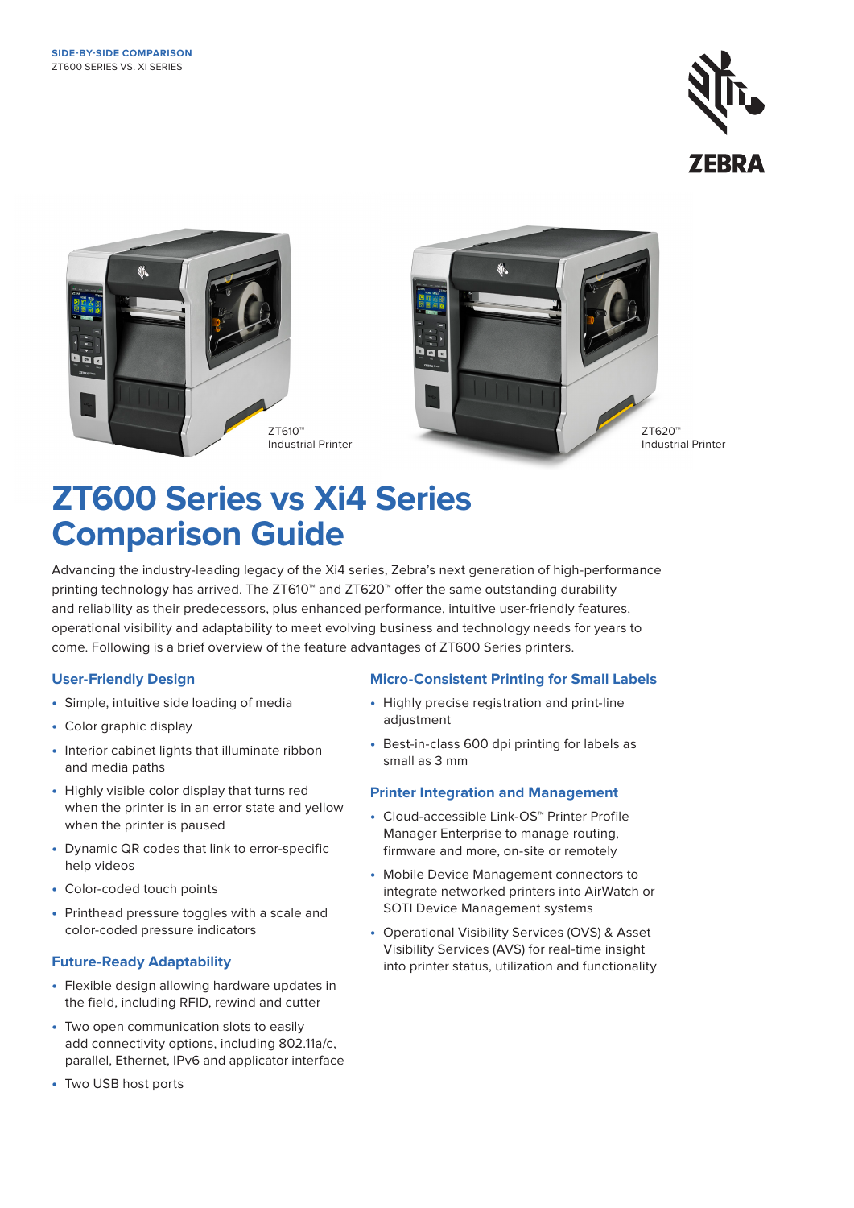**SIDE-BY-SIDE COMPARISON**
ZT600 SERIES VS. XI SERIES

ZEBRA

ZT610™
Industrial Printer

ZT620™
Industrial Printer

# ZT600 Series vs Xi4 Series Comparison Guide

Advancing the industry-leading legacy of the Xi4 series, Zebra's next generation of high-performance printing technology has arrived. The ZT610™ and ZT620™ offer the same outstanding durability and reliability as their predecessors, plus enhanced performance, intuitive user-friendly features, operational visibility and adaptability to meet evolving business and technology needs for years to come. Following is a brief overview of the feature advantages of ZT600 Series printers.

## User-Friendly Design

- Simple, intuitive side loading of media
- Color graphic display
- Interior cabinet lights that illuminate ribbon and media paths
- Highly visible color display that turns red when the printer is in an error state and yellow when the printer is paused
- Dynamic QR codes that link to error-specific help videos
- Color-coded touch points
- Printhead pressure toggles with a scale and color-coded pressure indicators

## Future-Ready Adaptability

- Flexible design allowing hardware updates in the field, including RFID, rewind and cutter
- Two open communication slots to easily add connectivity options, including 802.11a/c, parallel, Ethernet, IPv6 and applicator interface
- Two USB host ports

## Micro-Consistent Printing for Small Labels

- Highly precise registration and print-line adjustment
- Best-in-class 600 dpi printing for labels as small as 3 mm

## Printer Integration and Management

- Cloud-accessible Link-OS™ Printer Profile Manager Enterprise to manage routing, firmware and more, on-site or remotely
- Mobile Device Management connectors to integrate networked printers into AirWatch or SOTI Device Management systems
- Operational Visibility Services (OVS) & Asset Visibility Services (AVS) for real-time insight into printer status, utilization and functionality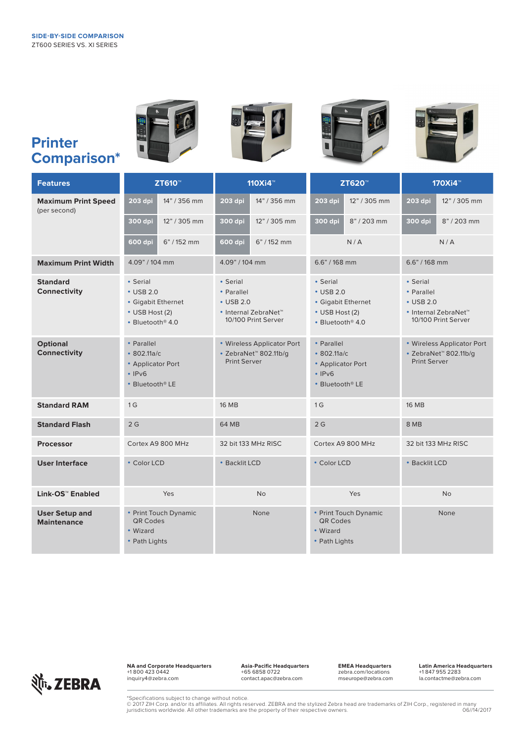SIDE-BY-SIDE COMPARISON
ZT600 SERIES VS. XI SERIES

# Printer Comparison*

| Features | ZT610™ | | 110Xi4™ | | ZT620™ | | 170Xi4™ | |
|---|---|---|---|---|---|---|---|---|
| **Maximum Print Speed** (per second) | 203 dpi | 14" / 356 mm | 203 dpi | 14" / 356 mm | 203 dpi | 12" / 305 mm | 203 dpi | 12" / 305 mm |
| | 300 dpi | 12" / 305 mm | 300 dpi | 12" / 305 mm | 300 dpi | 8" / 203 mm | 300 dpi | 8" / 203 mm |
| | 600 dpi | 6" / 152 mm | 600 dpi | 6" / 152 mm | N / A | | N / A | |
| **Maximum Print Width** | 4.09" / 104 mm | | 4.09" / 104 mm | | 6.6" / 168 mm | | 6.6" / 168 mm | |
| **Standard Connectivity** | • Serial • USB 2.0 • Gigabit Ethernet • USB Host (2) • Bluetooth® 4.0 | | • Serial • Parallel • USB 2.0 • Internal ZebraNet™ 10/100 Print Server | | • Serial • USB 2.0 • Gigabit Ethernet • USB Host (2) • Bluetooth® 4.0 | | • Serial • Parallel • USB 2.0 • Internal ZebraNet™ 10/100 Print Server | |
| **Optional Connectivity** | • Parallel • 802.11a/c • Applicator Port • IPv6 • Bluetooth® LE | | • Wireless Applicator Port • ZebraNet™ 802.11b/g Print Server | | • Parallel • 802.11a/c • Applicator Port • IPv6 • Bluetooth® LE | | • Wireless Applicator Port • ZebraNet™ 802.11b/g Print Server | |
| **Standard RAM** | 1 G | | 16 MB | | 1 G | | 16 MB | |
| **Standard Flash** | 2 G | | 64 MB | | 2 G | | 8 MB | |
| **Processor** | Cortex A9 800 MHz | | 32 bit 133 MHz RISC | | Cortex A9 800 MHz | | 32 bit 133 MHz RISC | |
| **User Interface** | • Color LCD | | • Backlit LCD | | • Color LCD | | • Backlit LCD | |
| **Link-OS™ Enabled** | Yes | | No | | Yes | | No | |
| **User Setup and Maintenance** | • Print Touch Dynamic QR Codes • Wizard • Path Lights | | None | | • Print Touch Dynamic QR Codes • Wizard • Path Lights | | None | |

ZEBRA

**NA and Corporate Headquarters**
+1 800 423 0442
inquiry4@zebra.com

**Asia-Pacific Headquarters**
+65 6858 0722
contact.apac@zebra.com

**EMEA Headquarters**
zebra.com/locations
mseurope@zebra.com

**Latin America Headquarters**
+1 847 955 2283
la.contactme@zebra.com

*Specifications subject to change without notice.
© 2017 ZIH Corp. and/or its affiliates. All rights reserved. ZEBRA and the stylized Zebra head are trademarks of ZIH Corp., registered in many jurisdictions worldwide. All other trademarks are the property of their respective owners. 06//14/2017